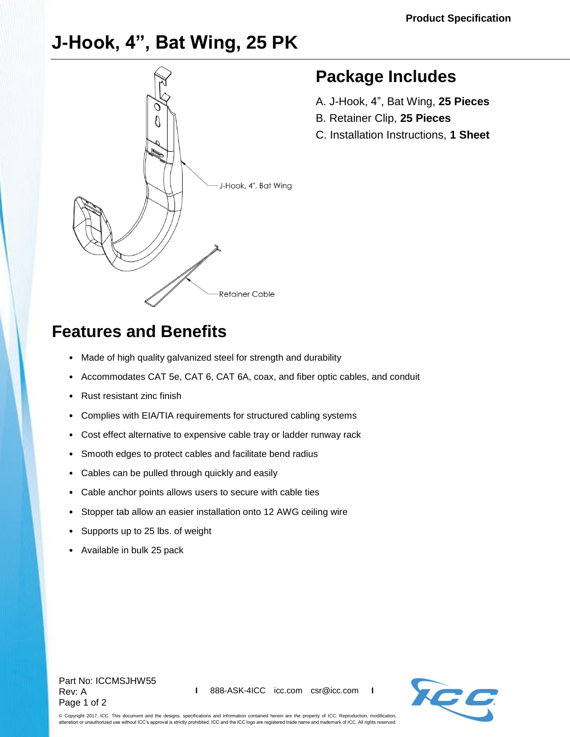Product Specification

# J-Hook, 4”, Bat Wing, 25 PK

J-Hook, 4", Bat Wing

Retainer Cable

## Package Includes

A. J-Hook, 4”, Bat Wing, **25 Pieces**
B. Retainer Clip, **25 Pieces**
C. Installation Instructions, **1 Sheet**

## Features and Benefits

- Made of high quality galvanized steel for strength and durability
- Accommodates CAT 5e, CAT 6, CAT 6A, coax, and fiber optic cables, and conduit
- Rust resistant zinc finish
- Complies with EIA/TIA requirements for structured cabling systems
- Cost effect alternative to expensive cable tray or ladder runway rack
- Smooth edges to protect cables and facilitate bend radius
- Cables can be pulled through quickly and easily
- Cable anchor points allows users to secure with cable ties
- Stopper tab allow an easier installation onto 12 AWG ceiling wire
- Supports up to 25 lbs. of weight
- Available in bulk 25 pack

Part No: ICCMSJHW55
Rev: A

888-ASK-4ICC icc.com csr@icc.com

© Copyright 2017, ICC. This document and the designs, specifications and information contained herein are the property of ICC. Reproduction, modification, alteration or unauthorized use without ICC's approval is strictly prohibited. ICC and the ICC logo are registered trade name and trademark of ICC. All rights reserved.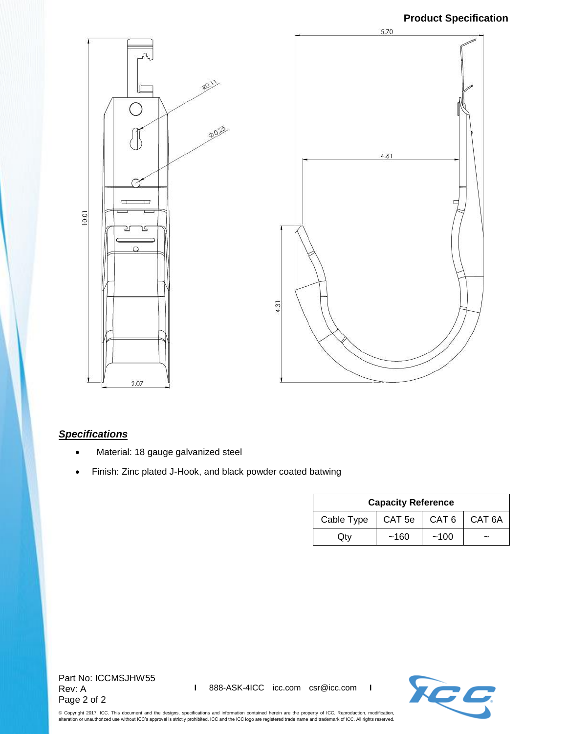## Product Specification

5.70

R0.11

Φ0.25

4.61

10.01

4.31

2.07

## ***Specifications***

- Material: 18 gauge galvanized steel
- Finish: Zinc plated J-Hook, and black powder coated batwing

| Capacity Reference | | | |
|---|---|---|---|
| Cable Type | CAT 5e | CAT 6 | CAT 6A |
| Qty | ~160 | ~100 | ~ |

Part No: ICCMSJHW55
Rev: A

888-ASK-4ICC icc.com csr@icc.com

© Copyright 2017, ICC. This document and the designs, specifications and information contained herein are the property of ICC. Reproduction, modification, alteration or unauthorized use without ICC's approval is strictly prohibited. ICC and the ICC logo are registered trade name and trademark of ICC. All rights reserved.